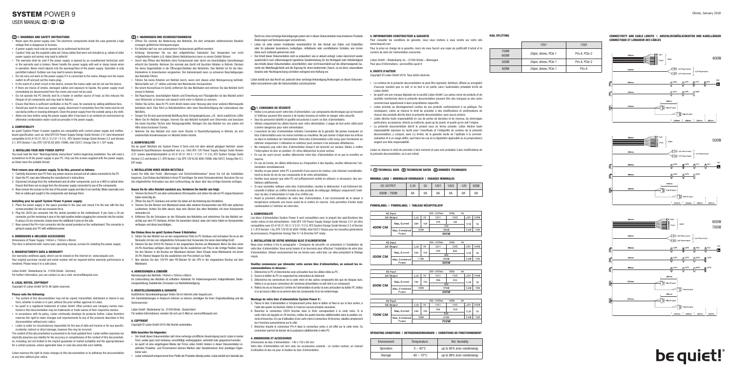# SYSTEM POWER 9

USER MANUAL EN | DE | FR

Glinde, January 2018

## EN 1. WARNINGS AND SAFETY INSTRUCTIONS

- Never open the power supply case. The electronic components inside the case generate a high voltage that is dangerous to humans.
- A power supply must only be opened by an authorized technician!
- Caution! Only use the supplied cable set. Using cables that were not included (e.g. cables of older power supply unit series) may lead to defects!
- The warranty shall be void if the power supply is opened by an unauthorised technician and/ or the warranty seal is broken. Never handle the power supply with wet or damp hands when in operation. Never insert objects into the openings/fans of the power supply. Operation is only permitted indoors! Outdoor use may lead to severe damage.
- Do not carry out work on the power supply if it is connected to the mains. Always turn the mains switch to off and pull out the mains plug.
- In the event of a short circuit in the device, remove the mains cable and do not use the device.
- If there are traces of smoke, damaged cables and exposure to liquids, the power supply must immediately be disconnected from the mains and must not be used.
- Do not operate the PC directly next to a heater or another source of heat, as this reduces the lifespan of all components and may lead to failures.
- Ensure that there is sufficient ventilation in the PC case, for example by adding additional fans.
- Should you want to clean your power supply, disconnect it completely from the mains and do not use damp cloths or cleaning detergent. Clean the power supply from the outside using a dry cloth.
- Allow one hour before using the power supply after it has been in an ambient air environment as otherwise condensation water could accumulate in the power supply.

### 2. COMPATIBILITY

be quiet! System Power 9 power supplies are compatible with current power supply and motherboard specification, such as Intel ATX12V Power Supply Design Guide Version 2.51 (and downward compatible to V2.4/ V2.31 /V2.3 / V 2.01 / V 2.0), ATX System Design Guide Version 2.2 and Version 2.1, BTX Version 1.0a, EPS 12V V2.92 (600-700W), Intel C6/C7, Energy Star 6.1, ErP ready.

### 3. INSTALLING YOUR NEW POWER SUPPLY

You must read the item "Warnings/safety instructions" before beginning installation. You will need a screwdriver to fit the power supply in your PC. Only use the screws supplied with the power supply, as these have the suitable thread.

**First remove your old power supply. To do this, proceed as follows:**

1. Carefully disconnect your PC from any power sources and pull out all cables connected to the PC.
2. Open the PC case also following the manufacturer's instructions.
3. Disconnect all plugs from the motherboard and all other components, such as a HDD or optical drive. Ensure that there are no plugs from the old power supply connected to any of the components.
4. Now remove the screws on the rear of the power supply and take it out carefully. Make especially sure that no cables get caught in the components and damage them.

**Installing your be quiet! System Power 9 power supply:**

5. Place the power supply in the space provided in the case and mount it to the rear with the four screws provided. Do not use excessive force.
6. Plug the 20/24 pin connector into the socket provided on the motherboard. If you need a 24 pin connector, put the remaining 4 pins in the right position before plugging the connector into the socket. If using a 20 pin connector, simply leave the additional 4 pins on the side.
7. Now connect the P4+4 pin connector into the socket provided on the motherboard. This connector is going to supply your PC with additional power.

### 4. DIMENSIONS & INCLUDED ACCESSORIES

Dimensions of Power Supply: 140mm x 150mm x 86mm
This item is delivered with: mains lead, operating manual, screws for installing the power supply.

### 5. MANUFACTURER'S DATA & WARRANTY

Our warranty conditions apply, which can be viewed on the internet on www.bequiet.com.
Your original purchase receipt and serial number will be required before warranty performance is rendered. Please keep it in a safe place.

Listan GmbH . Biedenkamp 3a . 21509 Glinde . Germany
For further information, you can contact us via e-mail: service@bequiet.com.

### 6. LEGAL NOTICE, COPYRIGHT

Copyright © Listan GmbH 2019. All rights reserved.

**Please note the following:**

- The content of this documentation may not be copied, transmitted, distributed or stored in any form, whether in whole or in part, without the prior written approval of Listan.
- be quiet! is a registered trademark of Listan GmbH. Other product and company names mentioned in this documentation may be trademarks or trade names of their respective owners.
- In accordance with its policy, Listan continually develops its products further. Listan therefore reserves the right to make changes and improvements to any of the products described in this documentation without prior notice.
- Listan is under no circumstances responsible for the loss of data and income or for any specific, incidental, indirect or direct damage, however this may be incurred.

The content of this documentation is presented in its most updated form. Listan neither expressly nor implicitly assumes any liability for the accuracy or completeness of the content of this documentation, including, but not limited to the implicit guarantee of market suitability and the appropriateness for a certain purpose, unless applicable laws or case law prescribe such liability.

Listan reserves the right to make changes to this documentation or to withdraw the documentation at any time without prior notice.

## DE 1. WARNUNGEN UND SICHERHEITSHINWEISE

- Öffnen Sie niemals die Abdeckung des Netzteils, die dort verbauten elektronischen Bauteile erzeugen gefährliche Hochspannungen.
- Ein Netzteil darf nur von autorisiertem Fachpersonal geöffnet werden!
- Achtung: Verwenden Sie nur den mitgelieferten Kabelsatz! Das Verwenden von nicht mitgelieferten Kabeln (z.B. Kabel älterer Netzteilserien) kann zu einem Defekt führen!
- Durch das Öffnen des Netzteils ohne Fachpersonal oder durch ein beschädigtes Garantiesiegel erlischt die Garantie. Nehmen Sie niemals das Netzteil mit feuchten Händen in Betrieb. Stecken Sie keine Gegenstände in die Öffnungen/Gebläse des Netzteiles. Das Netzteil ist für die Inbetriebnahme in Innenräumen vorgesehen. Der Außeneinsatz kann zu schweren Beschädigungen des Netzteils führen.
- Führen Sie keine Arbeiten am Netzteil durch, wenn sich dieses unter Netzspannung befindet. Netzschalter auf „0" stellen und/oder den Netzstecker herausziehen.
- Bei einem Kurzschluss im Gerät, entfernen Sie das Netzkabel und nehmen Sie das Netzteil nicht erneut in Betrieb.
- Bei Rauchspuren, beschädigten Kabeln und Einwirkung von Flüssigkeiten ist das Netzteil sofort vom Stromnetz zu trennen und danach nicht mehr in Betrieb zu nehmen.
- Stellen Sie sicher, dass Ihr PC nicht direkt neben einer Heizung oder einer anderen Wärmequelle betrieben wird. Dies führt zu Betriebsfehlern oder einer Beeinträchtigung der Lebensdauer des Netzteils.
- Sorgen Sie für eine ausreichende Belüftung Ihres Computergehäuses, z.B. durch zusätzliche Lüfter.
- Wenn Sie Ihr Netzteil reinigen, trennen Sie das Netzteil komplett vom Stromnetz und benutzen Sie keine feuchten Tücher oder Reinigungsmittel. Reinigen Sie das Netzteil nur von außen mit Hilfe eines trockenen Tuches.
- Nehmen Sie das Netzteil erst nach einer Stunde in Raumluftumgebung in Betrieb, da sich andernfalls Kondenswasser im Netzteil bilden könnte.

### 2. KOMPATIBILITÄT

Die be quiet! Netzteile der System Power 9 Serie sind mit allen aktuell gängigen Netzteil- sowie Mainboard-Spezifikationen kompatibel wie u.a.: Intel ATX 12V Power Supply Design Guide Version 2.51 (sowie abwärtskompatibel zu V2.4/ V2.31 /V2.3 / V 2.01 / V 2.0), ATX System Design Guide Version 2.2 und Version 2.1, BTX Version 1.0a, EPS 12V V2.92 (600-700W), Intel C6/C7, Energy Star 6.1, ErP ready.

### 3. INSTALLATION IHRES NEUEN NETZTEILS

Lesen Sie bitte den Punkt „Warnungen und Sicherheitshinweise" bevor Sie mit der Installation beginnen. Zum Einbau des Netzteils in Ihren PC benötigen Sie einen Schraubendreher. Benutzen Sie nur die mitgelieferten Schrauben aus dem Lieferumfang, da diese über das richtige Gewinde verfügen.

**Bauen Sie Ihr altes Netzteil zunächst aus. Verfahren Sie hierfür wie folgt:**

1. Trennen Sie Ihren PC von allen vorhandenen Stromquellen und ziehen Sie alle am PC angeschlossenen Kabel vorsichtig ab.
2. Öffnen Sie das PC-Gehäuse und achten Sie dabei auf die Anleitung des Herstellers.
3. Trennen Sie alle Stecker vom Mainboard sowie allen weiteren Komponenten wie HDD oder optischen Laufwerken. Achten Sie bitte darauf, dass kein Stecker des alten Netzteiles mit einer Komponente verbunden ist.
4. Entfernen Sie die Schrauben an der Rückseite des Netzteiles und entnehmen Sie das Netzteil vorsichtig aus dem PC-Gehäuse. Achten Sie besonders darauf, dass sich keine Kabel an Komponenten verfangen und diese beschädigen.

**Der Einbau Ihres be quiet! System Power 9 Netzteiles:**

5. Setzen Sie das Netzteil nun an den vorgesehenen Platz im PC-Gehäuse und schrauben Sie es an der Rückseite mit den vier mitgelieferten Schrauben fest. Verwenden Sie keine übermäßige Kraft.
6. Stecken Sie den 20/24-Pin Stecker in die vorgesehene Buchse am Mainboard. Wenn Sie über einen 24-Pin Anschluss verfügen, dann bringen Sie die zusätzlichen vier Pins in die richtige Position, bevor Sie den Stecker in die Buchse am Mainboard stecken. Beim Einsatz eines Mainboards mit einem 20-Pin Stecker klappen Sie die zusätzlichen vier Pins einfach zur Seite.
7. Nun stecken Sie den 12V-P4 oder P8-Stecker für die CPU in die vorgesehene Buchse auf dem Mainboard.

### 4. ABMESSUNGEN & ZUBEHÖR

Abmessungen des Netzteils: 140mm x 150mm x 86mm
Im Lieferumfang des Netzteils ist enthalten: Kabelsatz für Kabelmanagement, Kaltgerätekabel, Bedienungsanleitung, Kabelbinder, Schrauben zur Netzteilbefestigung.

### 5. HERSTELLERANGABEN & GARANTIE

Ausführliche Garantiebedingungen finden Sie im Internet unter bequiet.com.
Um Garantieleistungen in Anspruch nehmen zu können, benötigen Sie Ihren Originalkaufbeleg und die Seriennummer.

Listan GmbH . Biedenkamp 3a . 21509 Glinde . Deutschland
Für weitere Informationen, wenden Sie sich per E-Mail an service@bequiet.com

### 6. COPYRIGHT

Copyright © Listan GmbH 2019. Alle Rechte vorbehalten.

**Bitte beachten Sie Folgendes:**

- Der Inhalt dieser Dokumentation darf ohne vorherige schriftliche Genehmigung durch Listan in keiner Form, weder ganz noch teilweise, vervielfältigt, weitergegeben, verbreitet oder gespeichert werden.
- be quiet! ist eine eingetragene Marke der Firma Listan GmbH. Andere in dieser Dokumentation erwähnte Produkt- und Firmennamen können Marken oder Handelsnamen ihrer jeweiligen Eigentümer sein.
- Listan entwickelt entsprechend ihrer Politik die Produkte ständig weiter. Listan behält sich deshalb das Recht vor, ohne vorherige Ankündigungen jederzeit in dieser Dokumentation beschriebenen Produkte Änderungen und Verbesserungen vorzunehmen.
- Listan ist unter keinen Umständen verantwortlich für den Verlust von Daten und Einkünften oder für jedwede besonderen, beiläufigen, mittelbaren oder unmittelbaren Schäden, wie immer diese auch zustande gekommen sind.
- Der Inhalt dieser Dokumentation wird so präsentiert, wie er aktuell vorliegt. Listan übernimmt weder ausdrücklich noch stillschweigend irgendeine Gewährleistung für die Richtigkeit oder Vollständigkeit des Inhalts dieser Dokumentation, einschließlich, aber nicht beschränkt auf die stillschweigende Garantie der Marktauglichkeit und der Eignung für einen bestimmten Zweck, es sei denn, anwendbare Gesetze oder Rechtsprechung schreiben zwingend eine Haftung vor.

Listan behält sich das Recht vor, jederzeit ohne vorherige Ankündigung Änderungen an dieser Dokumentation vorzunehmen oder die Dokumentation zurückzuziehen.

## FR 1. CONSIGNES DE SÉCURITÉ

- Veillez à ne jamais ouvrir votre bloc d'alimentation. Les composants électroniques qui se trouvent à l'intérieur peuvent être sources à de hautes tensions et mettre en danger votre sécurité.
- Seul du personnel habilité et qualifié est autorisé à ouvrir un bloc d'alimentation.
- Utilisez uniquement les câbles fournis avec votre alimentation. L'usage de tout autre câble peut s'avérer dangereux pour votre alimentation.
- L'ouverture du bloc d'alimentation entraîne l'annulation de la garantie. Ne jamais manipuler un bloc d'alimentation avec les mains humides ou mouillées. Ne pas insérer d'objet dans les orifices ou dans le ventilateur de l'alimentation. Votre bloc d'alimentation a été conçu pour fonctionner en intérieur uniquement. L'utilisation en extérieur peut conduire à de sérieuses défaillances.
- Ne manipulez pas votre bloc d'alimentation lorsqu'il est branché sur secteur. Veillez à mettre l'interrupteur du bloc en position «0» et/ou débranchez la prise secteur.
- En cas de court-circuit, veuillez débrancher votre bloc d'alimentation et ne pas la remettre en marche.
- En cas de fumée, de câbles défectueux ou d'exposition à des liquides, veuillez débrancher l'alimentation immédiatement.
- Veuillez ne pas placer votre PC à proximité d'une source de chaleur, cela réduirait considérablement la durée de vie de vos composants et de votre alimentation.
- Veuillez vous assurer que votre PC est suffisamment ventilé en utilisant, si nécessaire, des ventilateurs additionnels.
- Si vous souhaitez nettoyer votre bloc d'alimentation, veuillez le débrancher. Il est fortement déconseillé d'utiliser un chiffon humide ou des produits de nettoyage. Nettoyez uniquement l'extérieur du bloc d'alimentation à l'aide d'un chiffon sec.
- Avant la première utilisation de votre bloc d'alimentation, il est recommandé de le laisser à température ambiante une heure avant de le mettre en marche. Cela permettra d'éviter toute condensation à l'intérieur de votre bloc.

### 2. COMPATIBILITÉ

Les blocs d'alimentation System Power 9 sont compatibles avec la plupart des spécifications des cartes mères et des alimentations : Intel ATX 12V Power Supply Design Guide Version 2.51 (et être compatible avec V2.4/ V2.31 /V2.3 / V 2.01 / V 2.0, ATX System Design Guide Version 2.2 et Version 2.1, BTX Version 1.0a, EPS 12V V2.92 (600-700W), Intel C6/C7 Status pour les nouvelles générations de processeurs, Programme Energy Star 6.1 & Directive ErP ready.

### 3. INSTALLATION DE VOTRE NOUVEAU BLOC D'ALIMENTATION

Nous vous invitons à lire le paragraphe « Consignes de sécurité» en préambule à l'installation de votre bloc d'alimentation. Vous aurez besoin d'un tournevis pour effectuer l'installation de votre bloc d'alimentation. Utilisez exclusivement les vis livrées avec votre bloc car elles présentent le filetage requis.

**Veuillez commencer par démonter votre ancien bloc d'alimentation, en suivant les recommandations ci-dessous :**

1. Débranchez le PC et déconnectez avec précaution tous les câbles reliés au PC.
2. Ouvrez le boîtier du PC en respectant les instructions du fabricant.
3. Débranchez les connecteurs de la carte mère et des autres composants tels que les disques durs. Veillez à ce qu'aucun connecteur de l'ancienne alimentation ne soit relié à un composant.
4. Retirez les vis se trouvant à l'arrière de l'alimentation et sortez-la avec précaution du boîtier PC. Veillez à ce qu'aucun câble ne se prenne dans les composants et ne les endommage.

**Montage de votre bloc d'alimentation System Power 9 :**

5. Placez le bloc d'alimentation à l'emplacement prévu dans le boîtier et fixez-le sur la face arrière, à l'aide des quatre vis fournies. Veillez à n'exercer aucune pression excessive.
6. Branchez le connecteur 20/24 broches dans la fiche correspondant à la carte mère. Si la carte mère est équipée en 24 broches, mettez les quatre broches additionnelles dans la position correcte et branchez. En cas d'utilisation d'une carte mère à connecteur 20 broches, rabattez simplement les 4 broches surnuméraires sur le côté.
7. Branchez ensuite le connecteur P4+4 dans le connecteur prévu à cet effet sur la carte mère. Ce connecteur permet de donner de la puissance additionnelle à votre PC.

### 4. DIMENSIONS ET ACCESSOIRES

Dimensions du bloc d'alimentation : 140 x 150 x 86 mm
Votre bloc d'alimentation est livré avec les accessoires suivants : un cordon secteur, un manuel d'utilisation et des vis pour la fixation du bloc d'alimentation.

### 5. INFORMATIONS CONSTRUCTEUR & GARANTIE

Pour consulter les conditions de garantie, nous vous invitons à vous rendre sur notre site www.bequiet.com
Pour la prise en charge de la garantie, merci de nous fournir une copie du justificatif d'achat et le numéro de série de l'alimentation concernée.

Listan GmbH – Biedenkamp 3a – 21509 Glinde – Allemagne
Pour plus d'informations : service@be-quiet.fr

### 6. DROITS D'AUTEUR

Copyright © Listan GmbH 2019. Tous droits réservés.

- Le contenu de la présente documentation ne peut être reproduit, distribué, diffusé ou enregistré d'aucune manière que ce soit, ni en tout ni en partie, sans l'autorisation préalable écrite de Listan GmbH.
- be quiet! est une marque déposée de la société Listan GmbH. Les autres noms de produits et de sociétés mentionnés dans la présente documentation peuvent être des marques ou des noms commerciaux appartenant à leurs propriétaires respectifs.
- Listan procède au développement continu de ses produits conformément à sa politique. Par conséquent, Listan se réserve le droit de procéder à des modifications et améliorations de chacun des produits décrits dans la présente documentation, et ce sans préavis.
- Listan décline toute responsabilité en cas de pertes de données et de revenus, de dommages particuliers, accessoires, directs ou indirects, quelle qu'en soit la cause.
- La présente documentation décrit le produit sous sa forme actuelle. Listan décline toute responsabilité expresse ou tacite pour l'exactitude et l'intégralité du contenu de la présente documentation, y compris, sans s'y limiter, de la garantie tacite de l'aptitude à la commercialisation et à un usage défini, sauf dans les cas où la législation applicable ou la jurisprudence exigent une telle responsabilité.

Listan se réserve le droit de procéder à tout moment et sans avis préalable à des modifications de la présente documentation, ou à son retrait.

## 7. EN TECHNICAL DATA DE TECHNISCHE DATEN FR DONNÉES TECHNIQUES

**MINIMAL LOAD | MINIMALER VERBRAUCH | CHARGES MINIMALES**

| DC OUTPUT | 3.3V | 5V | 12V1 | 12V2 | -12V | 5VSB |
|---|---|---|---|---|---|---|
| 400W - 700W | 0A | 0A | 0A | 0A | 0A | 0A |

**POWERLABEL | POWERLABEL | TABLEAU RÉCAPITULATIF**

**400W CM**

| AC Input | | 200 - 240Vac | | 50Hz | 4A | | |
|---|---|---|---|---|---|---|---|
| DC Output | 3.3V | 5V | 12V1 | 12V2 | -12V | 5VSB |
| Max. Current | 24A | 15A | 22A | 18A | 0.3A | 3A |
| | | | 32A | | | |
| Max. Combined Power | 100W | | 384W | | 3.6W | 15W |
| | 400W | | | | | |

**500W CM**

| AC Input | | 200 - 240Vac | | 50Hz | 4A | | |
|---|---|---|---|---|---|---|---|
| DC Output | 3.3V | 5V | 12V1 | 12V2 | -12V | 5VSB |
| Max. Current | 24A | 15A | 24A | 20A | 0.3A | 3A |
| | | | 38A | | | |
| Max. Combined Power | 110W | | 456W | | 3.6W | 15W |
| | 500W | | | | | |

**600W CM**

| AC Input | | 200 - 240Vac | | 50Hz | 4A | | |
|---|---|---|---|---|---|---|---|
| DC Output | 3.3V | 5V | 12V1 | 12V2 | -12V | 5VSB |
| Max. Current | 24A | 15A | 28A | 22A | 0.3A | 3A |
| | | | 48A | | | |
| Max. Combined Power | 120W | | 576W | | 3.6W | 15W |
| | 600W | | | | | |

**700W CM**

| AC Input | | 200 - 240Vac | | 50Hz | 5A | | |
|---|---|---|---|---|---|---|---|
| DC Output | 3.3V | 5V | 12V1 | 12V2 | -12V | 5VSB |
| Max. Current | 24A | 15A | 33A | 25A | 0.3A | 3A |
| | | | 55A | | | |
| Max. Combined Power | 130W | | 672W | | 3.6W | 15W |
| | 700W | | | | | |

## RAIL SPLITTING

| | 12V1 | 12V2 |
|---|---|---|
| 700W 600W | 24pin, drives, PCIe 1 | P4+4, PCIe 2 |
| 500W | 24pin, drives, PCIe 1 | P4+4, PCIe 2 |
| 400W | 24pin, drives, PCIe 1 | P4+4 |

## OPERATING CONDITIONS | BETRIEBSBEDINGUNGEN | CONDITIONS DE FONCTIONNEMENT

| Environment | Temperature | Rel. Humidity |
|---|---|---|
| Operation | 0 – 40°C | up to 85% (non-condensing) |
| Storage | -40 – 70°C | up to 98% (non-condensing) |

## CONNECTIVITY AND CABLE LENGTH | ANSCHLUSSMÖGLICHKEITEN UND KABELLÄNGEN | CONNECTIQUE ET LONGUEUR DES CÂBLES

400W

500W

600W
700W

be quiet!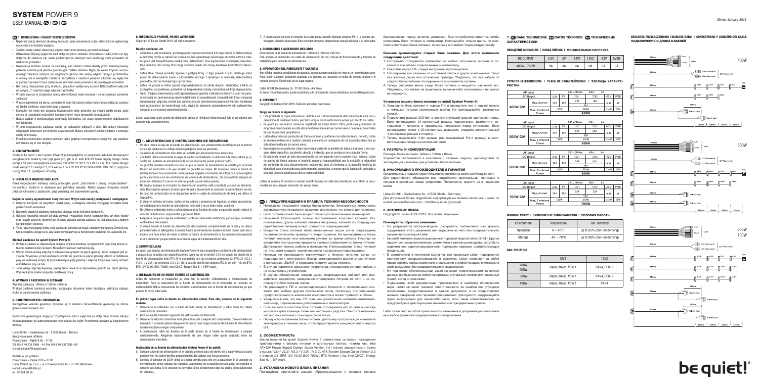# SYSTEM POWER 9

USER MANUAL PL | ES | RU

## PL 1. OSTRZEŻENIA I ZASADY BEZPIECZEŃSTWA

- Nigdy nie należy otwierać obudowy zasilacza, gdyż wbudowane części elektroniczne wytwarzają niebezpieczne wysokie napięcia.
- Zasilacz może zostać otworzony jedynie przez autoryzowany personel fachowy!
- Ostrzeżenie! Używaj wyłącznie kabli dołączonych w zestawie. Korzystanie z kabli, które nie były dołączone do zasilacza (np. kable pochodzące ze starszych serii zasilaczy) może prowadzić do uszkodzeń produktu!
- Gwarancja zasilacza uznana za nieważną, jeśli zasilacz został otwarty przez nieautoryzowany personel oraz/lub jeśli plomba gwarancyjna została złamana. Nigdy nie wolno trzymać uruchomionego zasilacza mokrymi lub wilgotnymi rękoma. Nie należy wtykać żadnych przedmiotów w otwory ani w wentylator zasilacza. Korzystanie z zasilacza powinno odbywać się wyłącznie w pomieszczeniach! Praca zasilacza na zewnątrz może prowadzić do poważnych uszkodzeń.
- Nie należy manipulować przy zasilaczu, gdy jest on podłączony do sieci. Należy ustawić wyłącznik na pozycji „0" oraz/lub wyjąć wtyczkę z gniazdka.
- W razie zwarcia w urządzeniu należy zdemontować kabel sieciowy i nie uruchamiać ponownie zasilacza.
- W razie pojawienia się dymu, uszkodzenia kabli lub zalania należy natychmiast odłączyć zasilacz od źródła zasilania i zaprzestać jego używania.
- Komputer nie może być używany bezpośrednio obok grzejnika lub innego źródła ciepła, gdyż skraca to żywotność wszystkich komponentów i może prowadzić do uszkodzeń.
- Należy zadbać o wystarczającą wentylację komputera, np. przez zamontowanie dodatkowych wentylatorów.
- W celu oczyszczenia zasilacza należy go całkowicie odłączyć z sieci. Nie należy stosować wilgotnych ściereczek ani środków czyszczących. Należy wyczyścić zasilacz jedynie z zewnątrz suchą ściereczką.
- Przed uruchomieniem zasilacz powinien leżeć godzinę w temperaturze pokojowej, aby zapobiec utworzeniu się w nim skroplin.

## 2. KOMPATYBILNOŚĆ

Zasilacze be quiet! z serii System Power 9 są kompatybilne ze wszystkimi aktualnie stosowanymi specyfikacjami zasilaczy oraz płyt głównych, jak m.in: Intel ATX12V Power Supply Design Guide wersja 2.51 (oraz kompatybilne wstecznie z V2.4/ V2.31 /V2.3 / V 2.01 / V 2.0), ATX System Design Guide wersja 2.2 i wersja 2.1, BTX wersja 1.0a, EPS 12V V2.92 (600-700W), Intel C6/C7, Energy Star 6.1, dyrektywa ErP ready.

## 3. INSTALACJA NOWEGO ZASILACZA

Przed rozpoczęciem instalacji należy przeczytać punkt „Ostrzeżenia i zasady bezpieczeństwa". Do montażu zasilacza w obudowie jest potrzebny wkrętak. Należy używać wyłącznie śrubek załączonych razem z zasilaczem, gdyż posiadają one odpowiednie gwinty.

**Najpierw należy wymontować stary zasilacz. W tym celu należy postępować następująco:**

1. Odłączyć komputer od wszystkich źródeł prądu, a następnie ostrożnie wyciągnąć wszystkie kable podłączone do komputera.
2. Następnie otworzyć obudowę komputera, stosując się do instrukcji producenta.
3. Odłączyć wszystkie wtyczki od płyty głównej i wszystkich innych komponentów, jak dysk twardy oraz napędy optyczne. Upewnić się, iż żadna wtyczka starego zasilacza nie jest połączona z żadnym komponentem systemu.
4. Teraz należy wyciągnąć śruby z tyłu zasilacza i ostrożnie go wyjąć z obudowy komputera. Zwrócić przy tym szczególną uwagę na to, aby kable nie wplątały się w komponenty systemu i nie uszkodziły ich.

**Montaż zasilacza be quiet! System Power 9:**

5. Umieścić zasilacz w odpowiednim miejscu wnętrza obudowy i przymocować jego tylną stronę czterema dostarczonymi śrubami. Nie należy stosować nadmiernej siły.
6. Włożyć 20/24-pinową wtyczkę w odpowiednie gniazdo na płycie głównej. Jeżeli dostępne jest przyłącze 24-pinowe, przed włożeniem wtyczki do gniazda na płycie głównej ustawić 4 dodatkowe piny we właściwej pozycji. W przypadku gniazda płyty głównej z wtyczką 20-pinową należy odchylić 4 dodatkowe piny na bok.
7. Teraz włożyć wtyczkę 4-pinową, zwaną także P4+4 do w odpowiednie gniazdo na płycie głównej. Wtyczka będzie zasilać komputer dodatkową mocą.

## 4. WYMIARY I AKCESORIA W ZESTAWIE

Wymiary zasilacza: 140mm x 150mm x 86mm

W skład zestawu zasilacza wchodzą następujące akcesoria: kabel zasilający, instrukcja obsługi, śruby do zamocowania zasilacza.

## 5. DANE PRODUCENTA I GWARANCJA

Szczegółowe warunki gwarancji dostępne są w zakładce Serwis/Warunki gwarancji na stronie głównej www.bequiet.com.

Roszczenia gwarancyjne mogą być rozpatrywane tylko i wyłącznie po dołączeniu dowodu zakupu (faktura/paragon) od autoryzowanego dystrybutora be quiet! Przechowuj paragon w bezpiecznym miejscu.

Listan GmbH · Biedenkamp 3a · 21509 Glinde · Niemcy
Międzynarodowa infolinia:
Poniedziałek – Piątek 9:00 – 17:30
Tel. 0049 40 736 7686 - 44, Fax 0049 40-7367686- 69
e-mail: service@bequiet.com

Kontakt w jęz. polskim:
Poniedziałek – Piątek 9:00 – 17:00
Listan Poland Sp. z o.o. - ul. Dzierżoniowska 66 - 01-385 Warszawa
e-mail: serwis@listan.pl
tel. 22 664 20 58

## 6. INFORMACJE PRAWNE, PRAWA AUTORSKIE

Copyright © Listan GmbH 2019. All rights reserved.

**Należy pamiętać, że:**

- Zabronione jest powielanie, przekazywanie/rozpowszechnianie lub zapis treści tej dokumentacji w dowolnej formie w całości lub częściowo, bez uprzedniego pisemnego zezwolenia firmy Listan.
- be quiet! jest zarejestrowaną marką firmy Listan GmbH. Inne wymienione w niniejszej dokumentacji produkty oraz nazwy firm mogą stanowić marki lub nazwy handlowe konkretnych właścicieli.
- Listan stale rozwija produkty zgodnie z polityką firmy. Z tego powodu Listan zastrzega sobie prawo do dokonywania zmian i ulepszeń wszelkich rodzajów z opisanych w niniejszej dokumentacji produktów, bez wcześniejszego uprzedzenia.
- Listan nie ponosi w żaden sposób odpowiedzialności za straty danych i dochodów, a także za szczególne, przypadkowe, pośrednie lub bezpośrednie szkody, niezależnie od drogi ich powstania.
- Treść niniejszej dokumentacji jest zaprezentowana zgodnie z aktualnym stanem. Listan nie ponosi wyraźnej ani domniemanej odpowiedzialności za prawidłowość i kompletność treści niniejszej dokumentacji, włącznie, jednak bez ograniczenia do domniemanej gwarancji wartości handlowej oraz przydatności do konkretnego celu, chyba że stosowne ustawodawstwo lub sądownictwo nakazują przymusową odpowiedzialność.

Listan zastrzega sobie prawo do dokonania zmian w niniejszej dokumentacji lub jej wycofania bez uprzedniego zawiadomienia.

## ES 1. ADVERTENCIAS E INSTRUCCIONES DE SEGURIDAD

- No abra nunca la caja de la fuente de alimentación. Los componentes electrónicos en el interior de la caja producen un voltaje elevado peligroso para las personas.
- La fuente de alimentación solo debe ser abierta por personal técnico autorizado.
- ¡Cuidado! Utilice únicamente el juego de cables suministrado. La utilización de otros cables (p. ej. cables de unidades de alimentación de series anteriores) puede producir fallos.
- La garantía quedará anulada en caso de que la fuente de alimentación se abierta por personal técnico no autorizado o de que el sello de garantía se rompa. No manipule nunca la fuente de alimentación en funcionamiento con las manos mojadas o húmedas. No introduzca nunca objetos por las aberturas o en los ventiladores de la fuente de alimentación. ¡Se debe utilizar siempre en espacios interiores! El uso en el exterior puede causar daños graves.
- No realice trabajos en la fuente de alimentación mientras esté conectada a la red de alimentación. Desconecte siempre el interruptor de red y desenchufe el conector de alimentación de red.
- En caso de cortocircuito en el dispositivo, retire el cable de alimentación de la red y no utilice el dispositivo.
- Si observa señales de humo, daños en los cables o presencia de líquidos, se debe desconectar inmediatamente la fuente de alimentación de la red y no se debe volver a utilizar.
- No utilice el ordenador junto a calefactores u otras fuentes de calor, ya que esto podría reducir la vida útil de todos los componentes y provocar fallos.
- Asegúrese de que la caja del ordenador cuenta con suficiente ventilación, por ejemplo, mediante ventiladores adicionales.
- Si desea limpiar la fuente de alimentación desconéctela completamente de la red y no utilice paños húmedos ni detergentes. Limpie la fuente de alimentación desde el exterior con un paño seco.
- Espere una hora antes de volver a utilizar la fuente de alimentación si ha permanecido expuesta al aire ambiental ya que podría acumularse agua de condensación en ella.

## 2. COMPATIBILIDAD

be quiet! Las fuentes de alimentación System Power 9 son compatibles con fuentes de alimentación y placas base actuales con especificaciones como las de la versión 2.51 de la guía de diseño de la fuente de alimentación Intel ATX12V (y compatible con las versiones anteriores V2.4/ V2.31 /V2.3 / V 2.01 / V 2.0), las versiones 2.2 y 2.1 de la guía de diseño del sistema ATX, la versión 1.0a de BTX, EPS 12V V2.92 (600-700W), Intel C6/C7, Energy Star 6.1 y ErP ready.

## 3. INSTALACIÓN DE SU NUEVA FUENTE DE ALIMENTACIÓN

Antes de comenzar la instalación se debe leer la sección «Advertencias e instrucciones de seguridad». Para la colocación de la fuente de alimentación en el ordenador se necesita un destornillador. Utilice únicamente los tornillos suministrados con la fuente de alimentación ya que poseen la rosca adecuada.

**En primer lugar retire la fuente de alimentación actual. Para ello, proceda de la siguiente manera:**

1. Desconecte el ordenador con cuidado de toda fuente de alimentación y retire todos los cables conectados al ordenador.
2. Abra la caja del ordenador siguiendo las instrucciones del fabricante.
3. Desconecte todos los conectores de la placa base y de cualquier otro componente, como unidades de disco duro o unidades ópticas. Asegúrese de que no haya ningún conector de la fuente de alimentación actual conectado a ningún componente.
4. A continuación, retire los tornillos de la parte trasera de la fuente de alimentación y sáquela cuidadosamente. Asegúrese especialmente de que ningún cable quede atascado entre los componentes y los dañe.

**Instalación de su fuente de alimentación System Power 9 be quiet!:**

5. Coloque la fuente de alimentación en el espacio previsto para ello dentro de la caja y fíjela a la parte posterior con los cuatro tornillos proporcionados. No aplique una fuerza excesiva.
6. Conecte el conector de 20/24 pines a la toma prevista para ello en la placa base. Si el conector es de veinticuatro pines, coloque los restantes cuatro pines en la posición correcta antes de enchufar el conector a la toma. Si el conector es de veinte pines, simplemente deje los cuatro pines adicionales sin conectar.
7. A continuación, conecte el conector de cuatro pines, también llamado conector P4+4, a la toma prevista para ello en la placa base. Este conector sirve para proporcionar energía adicional a su ordenador.

## 4. DIMENSIONES Y ACCESORIOS INCLUIDOS

Dimensiones de la fuente de alimentación: 140 mm x 150 mm x 86 mm

Este artículo se suministra con cable de alimentación de red, manual de funcionamiento y tornillos de instalación para la fuente de alimentación.

## 5. INFORMACIÓN DEL FABRICANTE Y GARANTÍA

Son válidas nuestras condiciones de garantía, que se pueden consultar en Internet, en www.bequiet.com. Para recibir cualquier prestación asociada a la garantía es necesaria el recibo de compra original y el número de serie. Consérvelo en un lugar seguro.

Listan GmbH. Biedenkamp 3a . 21509 Glinde . Alemania
Si desea más información, puede escribirnos a la dirección de correo electrónico: service@bequiet.com.

## 6. COPYRIGHT

Copyright © Listan GmbH 2019. Todos los derechos reservados.

**Tenga en cuenta lo siguiente:**

- Está prohibida la copia, transmisión, distribución o almacenamiento del contenido de esta documentación de cualquier forma, parcial o íntegra, sin la autorización previa por escrito de Listan.
- be quiet! es una marca comercial registrada de Listan GmbH. Otros productos y nombres de empresas mencionados en esta documentación son marcas comerciales o nombres comerciales de sus respectivos propietarios.
- Listan desarrolla sus productos de forma continua y conforme con estos términos. Por ello, Listan se reserva el derecho a realizar cambios y mejoras en cualquiera de los productos descritos en esta documentación sin previo aviso.
- Bajo ninguna circunstancia Listan será responsable de la pérdida de datos o ingresos o de cualquier daño especial, accidental, directo o indirecto, que se produzca de cualquier forma.
- El contenido actual de esta documentación se corresponde con la versión más reciente. Listan no asume de forma expresa ni implícita ninguna responsabilidad por la precisión e integridad del contenido de esta documentación, incluyendo, pero sin limitarse a, la garantía implícita de idoneidad para el mercado para determinados propósitos, a menos que la legislación aplicable o la jurisprudencia establezcan dicha responsabilidad.

Listan se reserva el derecho a realizar modificaciones en esta documentación o a retirar la documentación en cualquier momento sin previo aviso.

## RU 1. ПРЕДУПРЕЖДЕНИЯ И ПРАВИЛА ТЕХНИКИ БЕЗОПАСНОСТИ

- Никогда не открывайте корпус блока питания. Электронные компоненты внутри корпуса генерируют высокое напряжение, что опасно для человека.
- Блок питания может быть вскрыт только уполномоченным инженером!
- Внимание! Используйте только поставляемый комплект кабелей. Использование других кабелей питания (например, кабелей из предыдущих серий блоков питания) может привести к повреждениям!
- Вскрытие блока питания неуполномоченным лицом и/или повреждение гарантийной пломбы приводит к утере гарантии. Не прикасайтесь к блоку питания мокрыми или влажными руками во время работы. Никогда не вставляйте посторонние предметы в отверстия/вентилятор блока питания. Допускается только работа в помещении. Использование блока питания на открытом воздухе может привести к серьезным повреждениям.
- Никогда не производите манипуляции с блоком питания, когда он подсоединен к электросети. Всегда устанавливайте выключатель питания в положение „Выкл" и отсоединяйте вилку шнура питания.
- В случае короткого замыкания устройства, отсоедините сетевой кабель и не пользуйтесь устройством.
- В случае обнаружения следов дыма, поврежденных кабелей или воздействия жидкостей, немедленно отсоедините питание от сети и не используйте блок питания снова.
- Не размещайте ПК в непосредственной близости с отопительной системой или любым другим источником тепла, поскольку это уменьшает продолжительность жизни всех компонентов и может привести к сбоям.
- Убедитесь в том, что ваш ПК оснащен достаточной системой вентиляции, например, с применением дополнительных вентиляторов.
- Если вы хотите очистить блок питания, отсоедините его от сети и никогда не используйте влажную ткань или чистящие средства. Очистите внешнюю часть блока питания с помощью сухой ткани.
- Перед использованием блока питания, дайте ему прогреться до комнатной температуры в течение часа, чтобы предотвратить конденсат влаги внутри БП.

## 2. СОВМЕСТИМОСТЬ

Блоки питания be quiet! System Power 9 совместимы со всеми последними требованиями к блокам питания и системным платам, такими как: Intel ATX12V Power Supply Design Guide Version 2.51 (также совместимы с более старыми V2.4/ V2.31 /V2.3 / V 2.01 / V 2.0), ATX System Design Guide Version 2.2 и Version 2.1, EPS 12V V2.92 (600-700W), BTX Version 1.0a, Intel C6/C7, Energy Star 6.1, ErP ready.

## 3. УСТАНОВКА НОВОГО БЛОКА ПИТАНИЯ

Пожалуйста, прочтите раздел «Предупреждения и правила техники безопасности» перед началом установки. Вам потребуется отвертка, чтобы установить блок питания в компьютер. Используйте только винты из комплекта поставки блока питания, поскольку они имеют подходящую резьбу.

**Сначала демонтируйте старый блок питания. Для этого выполните следующие действия:**

1. Осторожно отсоедините компьютер от любых источников питания и отключите все кабели, подключенные к компьютеру.
2. Откройте корпус ПК, следуя инструкции производителя.
3. Отсоедините все разъемы от системной платы и других компонентов, таких как жесткие диски или оптические приводы. Убедитесь, что все кабели от старого блока питания отсоединены от компонентов системы.
4. Открутите винты сзади блока питания и аккуратно извлеките его. Убедитесь, что кабели не зацепились за какие-либо компоненты и не смогут их повредить.

**Установка вашего блока питания be quiet! System Power 9:**

5. Установите блок питания в корпус ПК и прикрутите его к задней панели с помощью четырех прилагаемых винтов. Не прикладывайте чрезмерных усилий.
6. Подключите разъем 20/24pin в соответствующий разъем системной платы. Если используется 24-контактный разъем подключения, разместите оставшиеся 4 контакта в правильном положении перед установкой. Если используется плата с 20-контактным разъемом, отведите дополнительный 4-контактный разъем в сторону.
7. Теперь подключите 4-pin разъем (так называемый P4+4 разъем) в соответствующее гнездо на системной плате.

## 4. РАЗМЕРЫ И КОМПЛЕКТАЦИЯ

Размеры блока питания: 140мм x 150мм x 86мм

Устройство поставляется в комплекте с сетевым шнуром, руководством по эксплуатации и винтами для установки блока питания.

## 5. ИНФОРМАЦИЯ О ПРОИЗВОДИТЕЛЕ И ГАРАНТИЯ

Ознакомьтесь с нашими гарантийными условиями на сайте www.bequiet.com Для гарантийного обращения вам потребуется оригинальная квитанция о покупке и серийный номер устройства. Пожалуйста, храните их в надежном месте.

Listan GmbH . Biedenkamp 3a . 21509 Glinde . Germany
Для получения более подробной информации вы можете связаться с нами по e-mail: service@bequiet.com , info@be-quiet.ru (русский)

## 6. АВТОРСКИЕ ПРАВА

Copyright © Listan GmbH 2019. Все права защищены.

**Пожалуйста, обратите внимание:**

- Не разрешается воспроизводить, раскрывать, публиковать или хранить содержание этого документа или выдержки из него без предварительного письменного согласия Listan.
- be quiet! является зарегистрированной торговой маркой Listan GmbH. Другие продукты и названия компаний, упомянутые в данном руководстве, могут быть марками или зарегистрированными торговыми марками соответствующих владельцев.
- В соответствии с политикой компании, вся продукция Listan подвергается постоянному совершенствованию и развитию. Listan оставляет за собой право вносить любые изменения и улучшения в любой продукт, описанный в этом документе, без предварительного уведомления.
- Ни при каких обстоятельствах Listan не несет ответственности за потери данных, прибыли или за любой конкретный, случайный, прямой или косвенный ущерб, когда он возникает.
- Содержание этой документации представлено в наиболее обновленном виде. Listan не несет никакой ответственности за ошибки или упущения информации, предоставленной в данном документе, и не предоставляет никаких заверений или гарантий относительно пригодности содержащейся здесь информации для какой-либо цели, если такая ответственность не предусмотрена действующими законами или прецедентным правом.

Listan оставляет за собой право вносить изменения в документацию или изъять ее в любое время без предварительного уведомления.

## 7. PL DANE TECHNICZNE ES DATOS TÉCNICOS RU ТЕХНИЧЕСКИЕ ХАРАКТЕРИСТИКИ

**OBCIĄŻENIE MINIMALNE | CARGA MÍNIMA | МИНИМАЛЬНАЯ НАГРУЗКА**

| DC OUTPUT | 3.3V | 5V | 12V1 | 12V2 | -12V | 5VSB |
|---|---|---|---|---|---|---|
| 400W - 700W | 0A | 0A | 0A | 0A | 0A | 0A |

**ETYKIETA ELEKTRONICZNA | PLACA DE CARACTERÍSTICAS | ТАБЛИЦА ХАРАКТЕРИСТИК**

| | | | | | | | |
|---|---|---|---|---|---|---|---|
| 400W CM | AC Input | 200~240Vac | | 50Hz | | 4A | |
| | DC Output | 3.3V | 5V | 12V1 | 12V2 | -12V | 5VSB |
| | Max. Current | 24A | 15A | 22A | 18A | 0.3A | 3A |
| | | | | 32A | | | |
| | Max. Combined Power | 120W | | 384W | | 3.6W | 15W |
| | | 400W | | | | | |

| | | | | | | | |
|---|---|---|---|---|---|---|---|
| 500W CM | AC Input | 200~240Vac | | 50Hz | | 4A | |
| | DC Output | 3.3V | 5V | 12V1 | 12V2 | -12V | 5VSB |
| | Max. Current | 24A | 15A | 24A | 25A | 0.3A | 3A |
| | | | | 39A | | | |
| | Max. Combined Power | 112W | | 468W | | 3.6W | 15W |
| | | 500W | | | | | |

| | | | | | | | |
|---|---|---|---|---|---|---|---|
| 600W CM | AC Input | 200~240Vac | | 50Hz | | 4A | |
| | DC Output | 3.3V | 5V | 12V1 | 12V2 | -12V | 5VSB |
| | Max. Current | 24A | 15A | 28A | 22A | 0.3A | 3A |
| | | | | 48A | | | |
| | Max. Combined Power | 120W | | 576W | | 3.6W | 15W |
| | | 600W | | | | | |

| | | | | | | | |
|---|---|---|---|---|---|---|---|
| 700W CM | AC Input | 200~240Vac | | 50Hz | | 6A | |
| | DC Output | 3.3V | 5V | 12V1 | 12V2 | -12V | 5VSB |
| | Max. Current | 24A | 15A | 30A | 25A | 0.3A | 3A |
| | | | | 56A | | | |
| | Max. Combined Power | 120W | | 672W | | 3.6W | 15W |
| | | 700W | | | | | |

**WARUNKI PRACY | CONDICIONES DE FUNCIONAMIENTO | УСЛОВИЯ РАБОТЫ**

| Environment | Temperature | Rel. Humidity |
|---|---|---|
| Operation | 0 ~ 40°C | up to 85% (non-condensing) |
| Storage | -40 ~ 70°C | up to 95% (non-condensing) |

**RAIL SPLITTING**

| | 12V1 | 12V2 |
|---|---|---|
| 700W 600W | 24pin, drives, PCIe 1 | P4+4, PCIe 2 |
| 500W | 24pin, drives, PCIe 1 | P4+4, PCIe 2 |
| 400W | 24pin, drives, PCIe 1 | P4+4 |

**ZDOLNOŚĆ PRZYŁĄCZENIOWA I DŁUGOŚĆ KABLI | CONECTIVIDAD Y LONGITUD DEL CABLE | ПОДКЛЮЧЕНИЕ И ДЛИНА КАБЕЛЕЙ**

400W

500W

600W
700W

be quiet!